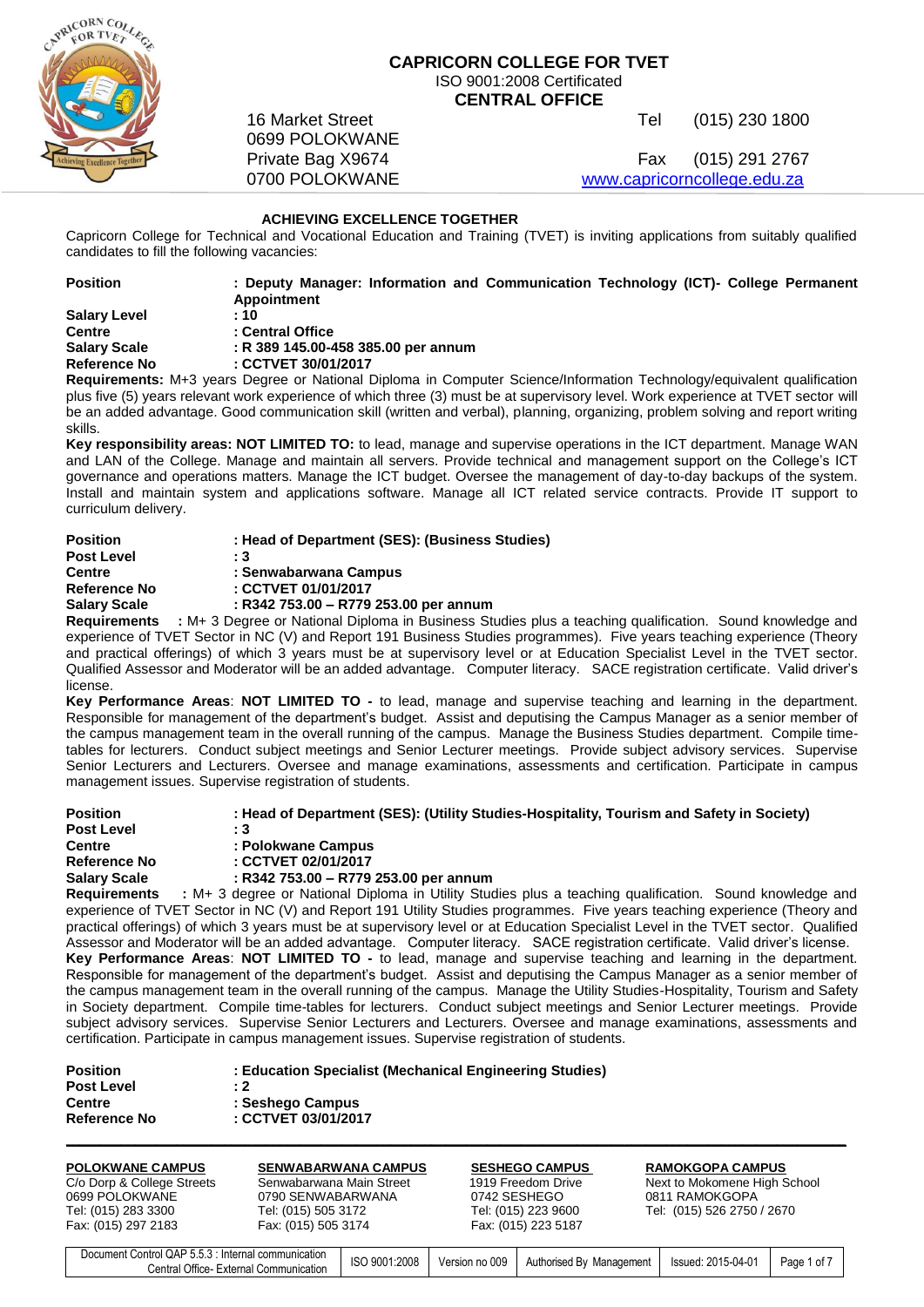# CAPRICORN COLLEGE FOR TVET

ISO 9001:2008 Certificated

**CENTRAL OFFICE**

16 Market Street
0699 POLOKWANE
Private Bag X9674
0700 POLOKWANE

Tel (015) 230 1800

Fax (015) 291 2767

www.capricorncollege.edu.za

## ACHIEVING EXCELLENCE TOGETHER

Capricorn College for Technical and Vocational Education and Training (TVET) is inviting applications from suitably qualified candidates to fill the following vacancies:

**Position** : **Deputy Manager: Information and Communication Technology (ICT)- College Permanent Appointment**
**Salary Level** : **10**
**Centre** : **Central Office**
**Salary Scale** : **R 389 145.00-458 385.00 per annum**
**Reference No** : **CCTVET 30/01/2017**

**Requirements:** M+3 years Degree or National Diploma in Computer Science/Information Technology/equivalent qualification plus five (5) years relevant work experience of which three (3) must be at supervisory level. Work experience at TVET sector will be an added advantage. Good communication skill (written and verbal), planning, organizing, problem solving and report writing skills.

**Key responsibility areas: NOT LIMITED TO:** to lead, manage and supervise operations in the ICT department. Manage WAN and LAN of the College. Manage and maintain all servers. Provide technical and management support on the College's ICT governance and operations matters. Manage the ICT budget. Oversee the management of day-to-day backups of the system. Install and maintain system and applications software. Manage all ICT related service contracts. Provide IT support to curriculum delivery.

**Position** : **Head of Department (SES): (Business Studies)**
**Post Level** : **3**
**Centre** : **Senwabarwana Campus**
**Reference No** : **CCTVET 01/01/2017**
**Salary Scale** : **R342 753.00 – R779 253.00 per annum**

**Requirements** : M+ 3 Degree or National Diploma in Business Studies plus a teaching qualification. Sound knowledge and experience of TVET Sector in NC (V) and Report 191 Business Studies programmes. Five years teaching experience (Theory and practical offerings) of which 3 years must be at supervisory level or at Education Specialist Level in the TVET sector. Qualified Assessor and Moderator will be an added advantage. Computer literacy. SACE registration certificate. Valid driver's license.

**Key Performance Areas**: **NOT LIMITED TO -** to lead, manage and supervise teaching and learning in the department. Responsible for management of the department's budget. Assist and deputising the Campus Manager as a senior member of the campus management team in the overall running of the campus. Manage the Business Studies department. Compile time-tables for lecturers. Conduct subject meetings and Senior Lecturer meetings. Provide subject advisory services. Supervise Senior Lecturers and Lecturers. Oversee and manage examinations, assessments and certification. Participate in campus management issues. Supervise registration of students.

**Position** : **Head of Department (SES): (Utility Studies-Hospitality, Tourism and Safety in Society)**
**Post Level** : **3**
**Centre** : **Polokwane Campus**
**Reference No** : **CCTVET 02/01/2017**
**Salary Scale** : **R342 753.00 – R779 253.00 per annum**

**Requirements** : M+ 3 degree or National Diploma in Utility Studies plus a teaching qualification. Sound knowledge and experience of TVET Sector in NC (V) and Report 191 Utility Studies programmes. Five years teaching experience (Theory and practical offerings) of which 3 years must be at supervisory level or at Education Specialist Level in the TVET sector. Qualified Assessor and Moderator will be an added advantage. Computer literacy. SACE registration certificate. Valid driver's license.

**Key Performance Areas**: **NOT LIMITED TO -** to lead, manage and supervise teaching and learning in the department. Responsible for management of the department's budget. Assist and deputising the Campus Manager as a senior member of the campus management team in the overall running of the campus. Manage the Utility Studies-Hospitality, Tourism and Safety in Society department. Compile time-tables for lecturers. Conduct subject meetings and Senior Lecturer meetings. Provide subject advisory services. Supervise Senior Lecturers and Lecturers. Oversee and manage examinations, assessments and certification. Participate in campus management issues. Supervise registration of students.

**Position** : **Education Specialist (Mechanical Engineering Studies)**
**Post Level** : **2**
**Centre** : **Seshego Campus**
**Reference No** : **CCTVET 03/01/2017**

**POLOKWANE CAMPUS**
C/o Dorp & College Streets
0699 POLOKWANE
Tel: (015) 283 3300
Fax: (015) 297 2183

**SENWABARWANA CAMPUS**
Senwabarwana Main Street
0790 SENWABARWANA
Tel: (015) 505 3172
Fax: (015) 505 3174

**SESHEGO CAMPUS**
1919 Freedom Drive
0742 SESHEGO
Tel: (015) 223 9600
Fax: (015) 223 5187

**RAMOKGOPA CAMPUS**
Next to Mokomene High School
0811 RAMOKGOPA
Tel: (015) 526 2750 / 2670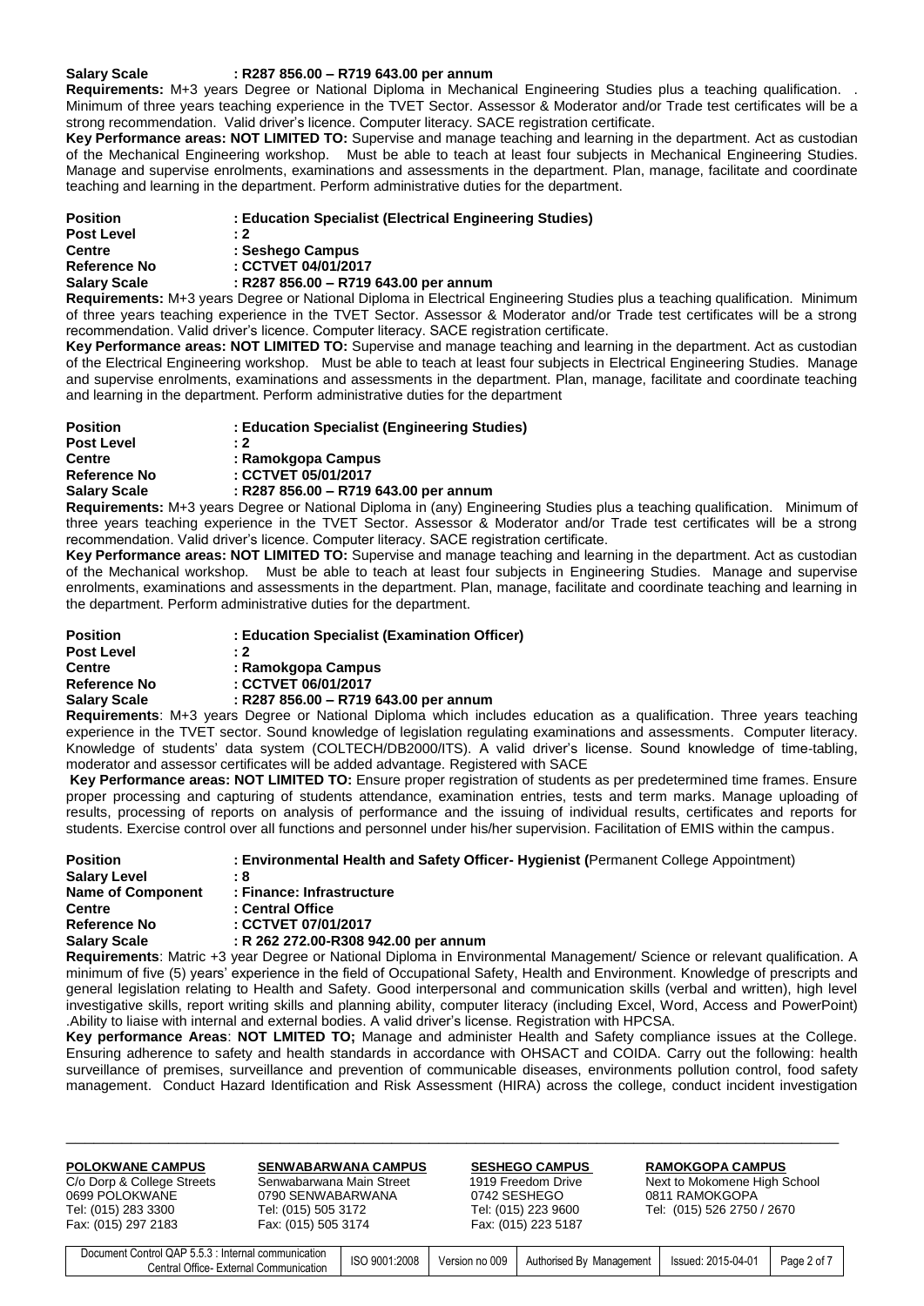**Salary Scale : R287 856.00 – R719 643.00 per annum**

**Requirements:** M+3 years Degree or National Diploma in Mechanical Engineering Studies plus a teaching qualification. . Minimum of three years teaching experience in the TVET Sector. Assessor & Moderator and/or Trade test certificates will be a strong recommendation. Valid driver's licence. Computer literacy. SACE registration certificate.

**Key Performance areas: NOT LIMITED TO:** Supervise and manage teaching and learning in the department. Act as custodian of the Mechanical Engineering workshop. Must be able to teach at least four subjects in Mechanical Engineering Studies. Manage and supervise enrolments, examinations and assessments in the department. Plan, manage, facilitate and coordinate teaching and learning in the department. Perform administrative duties for the department.

**Position : Education Specialist (Electrical Engineering Studies)**
**Post Level : 2**
**Centre : Seshego Campus**
**Reference No : CCTVET 04/01/2017**
**Salary Scale : R287 856.00 – R719 643.00 per annum**

**Requirements:** M+3 years Degree or National Diploma in Electrical Engineering Studies plus a teaching qualification. Minimum of three years teaching experience in the TVET Sector. Assessor & Moderator and/or Trade test certificates will be a strong recommendation. Valid driver's licence. Computer literacy. SACE registration certificate.

**Key Performance areas: NOT LIMITED TO:** Supervise and manage teaching and learning in the department. Act as custodian of the Electrical Engineering workshop. Must be able to teach at least four subjects in Electrical Engineering Studies. Manage and supervise enrolments, examinations and assessments in the department. Plan, manage, facilitate and coordinate teaching and learning in the department. Perform administrative duties for the department

**Position : Education Specialist (Engineering Studies)**
**Post Level : 2**
**Centre : Ramokgopa Campus**
**Reference No : CCTVET 05/01/2017**
**Salary Scale : R287 856.00 – R719 643.00 per annum**

**Requirements:** M+3 years Degree or National Diploma in (any) Engineering Studies plus a teaching qualification. Minimum of three years teaching experience in the TVET Sector. Assessor & Moderator and/or Trade test certificates will be a strong recommendation. Valid driver's licence. Computer literacy. SACE registration certificate.

**Key Performance areas: NOT LIMITED TO:** Supervise and manage teaching and learning in the department. Act as custodian of the Mechanical workshop. Must be able to teach at least four subjects in Engineering Studies. Manage and supervise enrolments, examinations and assessments in the department. Plan, manage, facilitate and coordinate teaching and learning in the department. Perform administrative duties for the department.

**Position : Education Specialist (Examination Officer)**
**Post Level : 2**
**Centre : Ramokgopa Campus**
**Reference No : CCTVET 06/01/2017**
**Salary Scale : R287 856.00 – R719 643.00 per annum**

**Requirements**: M+3 years Degree or National Diploma which includes education as a qualification. Three years teaching experience in the TVET sector. Sound knowledge of legislation regulating examinations and assessments. Computer literacy. Knowledge of students' data system (COLTECH/DB2000/ITS). A valid driver's license. Sound knowledge of time-tabling, moderator and assessor certificates will be added advantage. Registered with SACE

**Key Performance areas: NOT LIMITED TO:** Ensure proper registration of students as per predetermined time frames. Ensure proper processing and capturing of students attendance, examination entries, tests and term marks. Manage uploading of results, processing of reports on analysis of performance and the issuing of individual results, certificates and reports for students. Exercise control over all functions and personnel under his/her supervision. Facilitation of EMIS within the campus.

**Position : Environmental Health and Safety Officer- Hygienist (**Permanent College Appointment)
**Salary Level : 8**
**Name of Component : Finance: Infrastructure**
**Centre : Central Office**
**Reference No : CCTVET 07/01/2017**
**Salary Scale : R 262 272.00-R308 942.00 per annum**

**Requirements**: Matric +3 year Degree or National Diploma in Environmental Management/ Science or relevant qualification. A minimum of five (5) years' experience in the field of Occupational Safety, Health and Environment. Knowledge of prescripts and general legislation relating to Health and Safety. Good interpersonal and communication skills (verbal and written), high level investigative skills, report writing skills and planning ability, computer literacy (including Excel, Word, Access and PowerPoint) .Ability to liaise with internal and external bodies. A valid driver's license. Registration with HPCSA.

**Key performance Areas**: **NOT LMITED TO;** Manage and administer Health and Safety compliance issues at the College. Ensuring adherence to safety and health standards in accordance with OHSACT and COIDA. Carry out the following: health surveillance of premises, surveillance and prevention of communicable diseases, environments pollution control, food safety management. Conduct Hazard Identification and Risk Assessment (HIRA) across the college, conduct incident investigation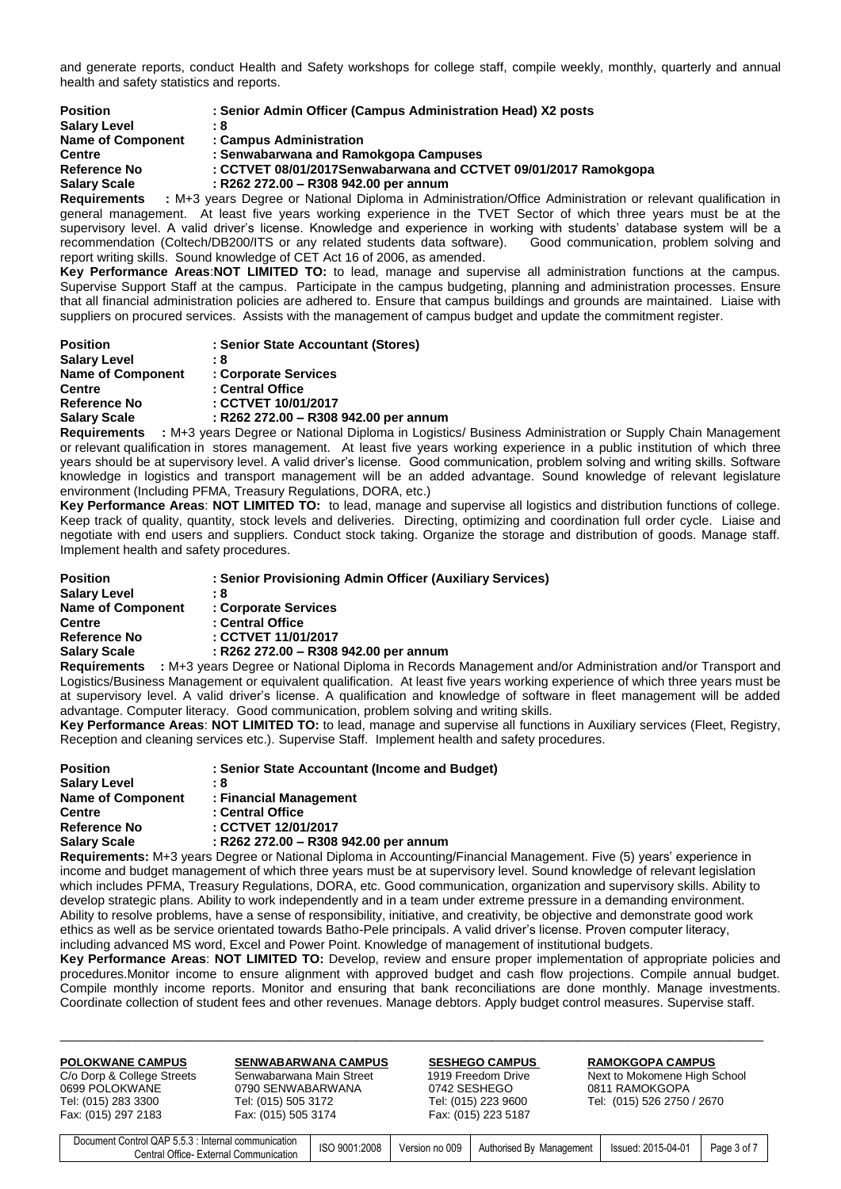and generate reports, conduct Health and Safety workshops for college staff, compile weekly, monthly, quarterly and annual health and safety statistics and reports.

**Position** : **Senior Admin Officer (Campus Administration Head) X2 posts**
**Salary Level** : **8**
**Name of Component** : **Campus Administration**
**Centre** : **Senwabarwana and Ramokgopa Campuses**
**Reference No** : **CCTVET 08/01/2017Senwabarwana and CCTVET 09/01/2017 Ramokgopa**
**Salary Scale** : **R262 272.00 – R308 942.00 per annum**

**Requirements** : M+3 years Degree or National Diploma in Administration/Office Administration or relevant qualification in general management. At least five years working experience in the TVET Sector of which three years must be at the supervisory level. A valid driver's license. Knowledge and experience in working with students' database system will be a recommendation (Coltech/DB200/ITS or any related students data software). Good communication, problem solving and report writing skills. Sound knowledge of CET Act 16 of 2006, as amended.

**Key Performance Areas**:**NOT LIMITED TO:** to lead, manage and supervise all administration functions at the campus. Supervise Support Staff at the campus. Participate in the campus budgeting, planning and administration processes. Ensure that all financial administration policies are adhered to. Ensure that campus buildings and grounds are maintained. Liaise with suppliers on procured services. Assists with the management of campus budget and update the commitment register.

**Position** : **Senior State Accountant (Stores)**
**Salary Level** : **8**
**Name of Component** : **Corporate Services**
**Centre** : **Central Office**
**Reference No** : **CCTVET 10/01/2017**
**Salary Scale** : **R262 272.00 – R308 942.00 per annum**

**Requirements** : M+3 years Degree or National Diploma in Logistics/ Business Administration or Supply Chain Management or relevant qualification in stores management. At least five years working experience in a public institution of which three years should be at supervisory level. A valid driver's license. Good communication, problem solving and writing skills. Software knowledge in logistics and transport management will be an added advantage. Sound knowledge of relevant legislature environment (Including PFMA, Treasury Regulations, DORA, etc.)

**Key Performance Areas**: **NOT LIMITED TO:** to lead, manage and supervise all logistics and distribution functions of college. Keep track of quality, quantity, stock levels and deliveries. Directing, optimizing and coordination full order cycle. Liaise and negotiate with end users and suppliers. Conduct stock taking. Organize the storage and distribution of goods. Manage staff. Implement health and safety procedures.

**Position** : **Senior Provisioning Admin Officer (Auxiliary Services)**
**Salary Level** : **8**
**Name of Component** : **Corporate Services**
**Centre** : **Central Office**
**Reference No** : **CCTVET 11/01/2017**
**Salary Scale** : **R262 272.00 – R308 942.00 per annum**

**Requirements** : M+3 years Degree or National Diploma in Records Management and/or Administration and/or Transport and Logistics/Business Management or equivalent qualification. At least five years working experience of which three years must be at supervisory level. A valid driver's license. A qualification and knowledge of software in fleet management will be added advantage. Computer literacy. Good communication, problem solving and writing skills.

**Key Performance Areas**: **NOT LIMITED TO:** to lead, manage and supervise all functions in Auxiliary services (Fleet, Registry, Reception and cleaning services etc.). Supervise Staff. Implement health and safety procedures.

**Position** : **Senior State Accountant (Income and Budget)**
**Salary Level** : **8**
**Name of Component** : **Financial Management**
**Centre** : **Central Office**
**Reference No** : **CCTVET 12/01/2017**
**Salary Scale** : **R262 272.00 – R308 942.00 per annum**

**Requirements:** M+3 years Degree or National Diploma in Accounting/Financial Management. Five (5) years' experience in income and budget management of which three years must be at supervisory level. Sound knowledge of relevant legislation which includes PFMA, Treasury Regulations, DORA, etc. Good communication, organization and supervisory skills. Ability to develop strategic plans. Ability to work independently and in a team under extreme pressure in a demanding environment. Ability to resolve problems, have a sense of responsibility, initiative, and creativity, be objective and demonstrate good work ethics as well as be service orientated towards Batho-Pele principals. A valid driver's license. Proven computer literacy, including advanced MS word, Excel and Power Point. Knowledge of management of institutional budgets.

**Key Performance Areas**: **NOT LIMITED TO:** Develop, review and ensure proper implementation of appropriate policies and procedures.Monitor income to ensure alignment with approved budget and cash flow projections. Compile annual budget. Compile monthly income reports. Monitor and ensuring that bank reconciliations are done monthly. Manage investments. Coordinate collection of student fees and other revenues. Manage debtors. Apply budget control measures. Supervise staff.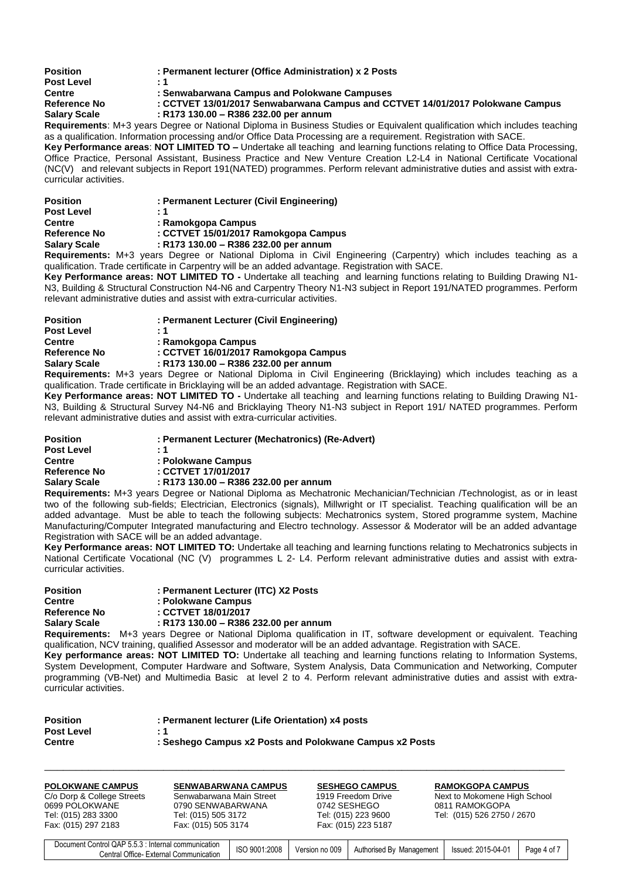**Position** : **Permanent lecturer (Office Administration) x 2 Posts**
**Post Level** : **1**
**Centre** : **Senwabarwana Campus and Polokwane Campuses**
**Reference No** : **CCTVET 13/01/2017 Senwabarwana Campus and CCTVET 14/01/2017 Polokwane Campus**
**Salary Scale** : **R173 130.00 – R386 232.00 per annum**

**Requirements**: M+3 years Degree or National Diploma in Business Studies or Equivalent qualification which includes teaching as a qualification. Information processing and/or Office Data Processing are a requirement. Registration with SACE.

**Key Performance areas**: **NOT LIMITED TO –** Undertake all teaching and learning functions relating to Office Data Processing, Office Practice, Personal Assistant, Business Practice and New Venture Creation L2-L4 in National Certificate Vocational (NC(V) and relevant subjects in Report 191(NATED) programmes. Perform relevant administrative duties and assist with extra-curricular activities.

**Position** : **Permanent Lecturer (Civil Engineering)**
**Post Level** : **1**
**Centre** : **Ramokgopa Campus**
**Reference No** : **CCTVET 15/01/2017 Ramokgopa Campus**
**Salary Scale** : **R173 130.00 – R386 232.00 per annum**

**Requirements:** M+3 years Degree or National Diploma in Civil Engineering (Carpentry) which includes teaching as a qualification. Trade certificate in Carpentry will be an added advantage. Registration with SACE.

**Key Performance areas: NOT LIMITED TO -** Undertake all teaching and learning functions relating to Building Drawing N1-N3, Building & Structural Construction N4-N6 and Carpentry Theory N1-N3 subject in Report 191/NATED programmes. Perform relevant administrative duties and assist with extra-curricular activities.

**Position** : **Permanent Lecturer (Civil Engineering)**
**Post Level** : **1**
**Centre** : **Ramokgopa Campus**
**Reference No** : **CCTVET 16/01/2017 Ramokgopa Campus**
**Salary Scale** : **R173 130.00 – R386 232.00 per annum**

**Requirements:** M+3 years Degree or National Diploma in Civil Engineering (Bricklaying) which includes teaching as a qualification. Trade certificate in Bricklaying will be an added advantage. Registration with SACE.

**Key Performance areas: NOT LIMITED TO -** Undertake all teaching and learning functions relating to Building Drawing N1-N3, Building & Structural Survey N4-N6 and Bricklaying Theory N1-N3 subject in Report 191/ NATED programmes. Perform relevant administrative duties and assist with extra-curricular activities.

**Position** : **Permanent Lecturer (Mechatronics) (Re-Advert)**
**Post Level** : **1**
**Centre** : **Polokwane Campus**
**Reference No** : **CCTVET 17/01/2017**
**Salary Scale** : **R173 130.00 – R386 232.00 per annum**

**Requirements:** M+3 years Degree or National Diploma as Mechatronic Mechanician/Technician /Technologist, as or in least two of the following sub-fields; Electrician, Electronics (signals), Millwright or IT specialist. Teaching qualification will be an added advantage. Must be able to teach the following subjects: Mechatronics system, Stored programme system, Machine Manufacturing/Computer Integrated manufacturing and Electro technology. Assessor & Moderator will be an added advantage Registration with SACE will be an added advantage.

**Key Performance areas: NOT LIMITED TO:** Undertake all teaching and learning functions relating to Mechatronics subjects in National Certificate Vocational (NC (V) programmes L 2- L4. Perform relevant administrative duties and assist with extra-curricular activities.

**Position** : **Permanent Lecturer (ITC) X2 Posts**
**Centre** : **Polokwane Campus**
**Reference No** : **CCTVET 18/01/2017**
**Salary Scale** : **R173 130.00 – R386 232.00 per annum**

**Requirements:** M+3 years Degree or National Diploma qualification in IT, software development or equivalent. Teaching qualification, NCV training, qualified Assessor and moderator will be an added advantage. Registration with SACE.

**Key performance areas: NOT LIMITED TO:** Undertake all teaching and learning functions relating to Information Systems, System Development, Computer Hardware and Software, System Analysis, Data Communication and Networking, Computer programming (VB-Net) and Multimedia Basic at level 2 to 4. Perform relevant administrative duties and assist with extra-curricular activities.

**Position** : **Permanent lecturer (Life Orientation) x4 posts**
**Post Level** : **1**
**Centre** : **Seshego Campus x2 Posts and Polokwane Campus x2 Posts**

**POLOKWANE CAMPUS**
C/o Dorp & College Streets
0699 POLOKWANE
Tel: (015) 283 3300
Fax: (015) 297 2183

**SENWABARWANA CAMPUS**
Senwabarwana Main Street
0790 SENWABARWANA
Tel: (015) 505 3172
Fax: (015) 505 3174

**SESHEGO CAMPUS**
1919 Freedom Drive
0742 SESHEGO
Tel: (015) 223 9600
Fax: (015) 223 5187

**RAMOKGOPA CAMPUS**
Next to Mokomene High School
0811 RAMOKGOPA
Tel: (015) 526 2750 / 2670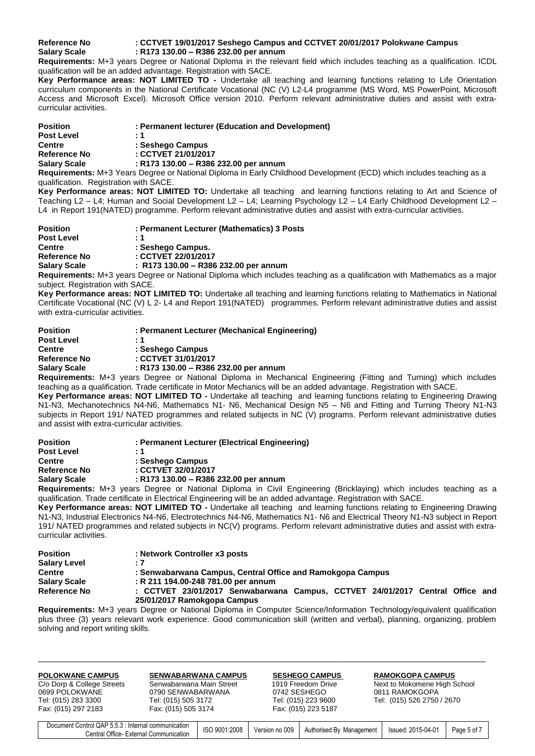**Reference No** : **CCTVET 19/01/2017 Seshego Campus and CCTVET 20/01/2017 Polokwane Campus**
**Salary Scale** : **R173 130.00 – R386 232.00 per annum**

**Requirements:** M+3 years Degree or National Diploma in the relevant field which includes teaching as a qualification. ICDL qualification will be an added advantage. Registration with SACE.

**Key Performance areas: NOT LIMITED TO -** Undertake all teaching and learning functions relating to Life Orientation curriculum components in the National Certificate Vocational (NC (V) L2-L4 programme (MS Word, MS PowerPoint, Microsoft Access and Microsoft Excel). Microsoft Office version 2010. Perform relevant administrative duties and assist with extra-curricular activities.

**Position** : **Permanent lecturer (Education and Development)**
**Post Level** : **1**
**Centre** : **Seshego Campus**
**Reference No** : **CCTVET 21/01/2017**
**Salary Scale** : **R173 130.00 – R386 232.00 per annum**

**Requirements:** M+3 Years Degree or National Diploma in Early Childhood Development (ECD) which includes teaching as a qualification. Registration with SACE.

**Key Performance areas: NOT LIMITED TO:** Undertake all teaching and learning functions relating to Art and Science of Teaching L2 – L4; Human and Social Development L2 – L4; Learning Psychology L2 – L4 Early Childhood Development L2 – L4 in Report 191(NATED) programme. Perform relevant administrative duties and assist with extra-curricular activities.

**Position** : **Permanent Lecturer (Mathematics) 3 Posts**
**Post Level** : **1**
**Centre** : **Seshego Campus.**
**Reference No** : **CCTVET 22/01/2017**
**Salary Scale** : **R173 130.00 – R386 232.00 per annum**

**Requirements:** M+3 years Degree or National Diploma which includes teaching as a qualification with Mathematics as a major subject. Registration with SACE.

**Key Performance areas: NOT LIMITED TO:** Undertake all teaching and learning functions relating to Mathematics in National Certificate Vocational (NC (V) L 2- L4 and Report 191(NATED) programmes. Perform relevant administrative duties and assist with extra-curricular activities.

**Position** : **Permanent Lecturer (Mechanical Engineering)**
**Post Level** : **1**
**Centre** : **Seshego Campus**
**Reference No** : **CCTVET 31/01/2017**
**Salary Scale** : **R173 130.00 – R386 232.00 per annum**

**Requirements:** M+3 years Degree or National Diploma in Mechanical Engineering (Fitting and Turning) which includes teaching as a qualification. Trade certificate in Motor Mechanics will be an added advantage. Registration with SACE.

**Key Performance areas: NOT LIMITED TO -** Undertake all teaching and learning functions relating to Engineering Drawing N1-N3, Mechanotechnics N4-N6, Mathematics N1- N6, Mechanical Design N5 – N6 and Fitting and Turning Theory N1-N3 subjects in Report 191/ NATED programmes and related subjects in NC (V) programs. Perform relevant administrative duties and assist with extra-curricular activities.

**Position** : **Permanent Lecturer (Electrical Engineering)**
**Post Level** : **1**
**Centre** : **Seshego Campus**
**Reference No** : **CCTVET 32/01/2017**
**Salary Scale** : **R173 130.00 – R386 232.00 per annum**

**Requirements:** M+3 years Degree or National Diploma in Civil Engineering (Bricklaying) which includes teaching as a qualification. Trade certificate in Electrical Engineering will be an added advantage. Registration with SACE.

**Key Performance areas: NOT LIMITED TO -** Undertake all teaching and learning functions relating to Engineering Drawing N1-N3, Industrial Electronics N4-N6, Electrotechnics N4-N6, Mathematics N1- N6 and Electrical Theory N1-N3 subject in Report 191/ NATED programmes and related subjects in NC(V) programs. Perform relevant administrative duties and assist with extra-curricular activities.

**Position** : **Network Controller x3 posts**
**Salary Level** : **7**
**Centre** : **Senwabarwana Campus, Central Office and Ramokgopa Campus**
**Salary Scale** : **R 211 194.00-248 781.00 per annum**
**Reference No** : **CCTVET 23/01/2017 Senwabarwana Campus, CCTVET 24/01/2017 Central Office and 25/01/2017 Ramokgopa Campus**

**Requirements:** M+3 years Degree or National Diploma in Computer Science/Information Technology/equivalent qualification plus three (3) years relevant work experience. Good communication skill (written and verbal), planning, organizing, problem solving and report writing skills.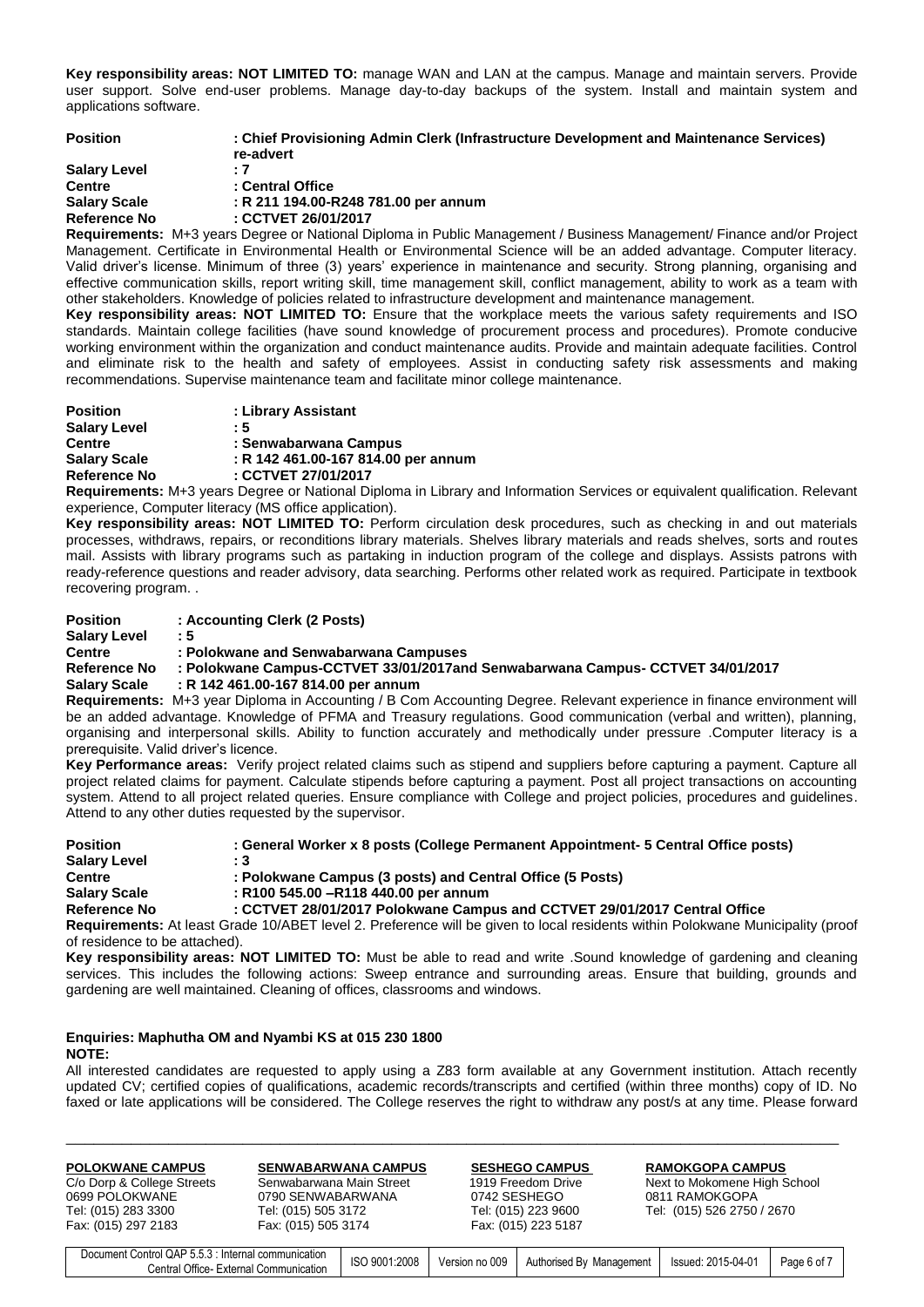**Key responsibility areas: NOT LIMITED TO:** manage WAN and LAN at the campus. Manage and maintain servers. Provide user support. Solve end-user problems. Manage day-to-day backups of the system. Install and maintain system and applications software.

**Position** **: Chief Provisioning Admin Clerk (Infrastructure Development and Maintenance Services) re-advert**
**Salary Level** **: 7**
**Centre** **: Central Office**
**Salary Scale** **: R 211 194.00-R248 781.00 per annum**
**Reference No** **: CCTVET 26/01/2017**

**Requirements:** M+3 years Degree or National Diploma in Public Management / Business Management/ Finance and/or Project Management. Certificate in Environmental Health or Environmental Science will be an added advantage. Computer literacy. Valid driver's license. Minimum of three (3) years' experience in maintenance and security. Strong planning, organising and effective communication skills, report writing skill, time management skill, conflict management, ability to work as a team with other stakeholders. Knowledge of policies related to infrastructure development and maintenance management.

**Key responsibility areas: NOT LIMITED TO:** Ensure that the workplace meets the various safety requirements and ISO standards. Maintain college facilities (have sound knowledge of procurement process and procedures). Promote conducive working environment within the organization and conduct maintenance audits. Provide and maintain adequate facilities. Control and eliminate risk to the health and safety of employees. Assist in conducting safety risk assessments and making recommendations. Supervise maintenance team and facilitate minor college maintenance.

**Position** **: Library Assistant**
**Salary Level** **: 5**
**Centre** **: Senwabarwana Campus**
**Salary Scale** **: R 142 461.00-167 814.00 per annum**
**Reference No** **: CCTVET 27/01/2017**

**Requirements:** M+3 years Degree or National Diploma in Library and Information Services or equivalent qualification. Relevant experience, Computer literacy (MS office application).

**Key responsibility areas: NOT LIMITED TO:** Perform circulation desk procedures, such as checking in and out materials processes, withdraws, repairs, or reconditions library materials. Shelves library materials and reads shelves, sorts and routes mail. Assists with library programs such as partaking in induction program of the college and displays. Assists patrons with ready-reference questions and reader advisory, data searching. Performs other related work as required. Participate in textbook recovering program. .

**Position** **: Accounting Clerk (2 Posts)**
**Salary Level** **: 5**
**Centre** **: Polokwane and Senwabarwana Campuses**
**Reference No** **: Polokwane Campus-CCTVET 33/01/2017and Senwabarwana Campus- CCTVET 34/01/2017**
**Salary Scale** **: R 142 461.00-167 814.00 per annum**

**Requirements:** M+3 year Diploma in Accounting / B Com Accounting Degree. Relevant experience in finance environment will be an added advantage. Knowledge of PFMA and Treasury regulations. Good communication (verbal and written), planning, organising and interpersonal skills. Ability to function accurately and methodically under pressure .Computer literacy is a prerequisite. Valid driver's licence.

**Key Performance areas:** Verify project related claims such as stipend and suppliers before capturing a payment. Capture all project related claims for payment. Calculate stipends before capturing a payment. Post all project transactions on accounting system. Attend to all project related queries. Ensure compliance with College and project policies, procedures and guidelines. Attend to any other duties requested by the supervisor.

**Position** **: General Worker x 8 posts (College Permanent Appointment- 5 Central Office posts)**
**Salary Level** **: 3**
**Centre** **: Polokwane Campus (3 posts) and Central Office (5 Posts)**
**Salary Scale** **: R100 545.00 –R118 440.00 per annum**
**Reference No** **: CCTVET 28/01/2017 Polokwane Campus and CCTVET 29/01/2017 Central Office**

**Requirements:** At least Grade 10/ABET level 2. Preference will be given to local residents within Polokwane Municipality (proof of residence to be attached).

**Key responsibility areas: NOT LIMITED TO:** Must be able to read and write .Sound knowledge of gardening and cleaning services. This includes the following actions: Sweep entrance and surrounding areas. Ensure that building, grounds and gardening are well maintained. Cleaning of offices, classrooms and windows.

**Enquiries: Maphutha OM and Nyambi KS at 015 230 1800**

**NOTE:**

All interested candidates are requested to apply using a Z83 form available at any Government institution. Attach recently updated CV; certified copies of qualifications, academic records/transcripts and certified (within three months) copy of ID. No faxed or late applications will be considered. The College reserves the right to withdraw any post/s at any time. Please forward

| **POLOKWANE CAMPUS** | **SENWABARWANA CAMPUS** | **SESHEGO CAMPUS** | **RAMOKGOPA CAMPUS** |
|---|---|---|---|
| C/o Dorp & College Streets | Senwabarwana Main Street | 1919 Freedom Drive | Next to Mokomene High School |
| 0699 POLOKWANE | 0790 SENWABARWANA | 0742 SESHEGO | 0811 RAMOKGOPA |
| Tel: (015) 283 3300 | Tel: (015) 505 3172 | Tel: (015) 223 9600 | Tel: (015) 526 2750 / 2670 |
| Fax: (015) 297 2183 | Fax: (015) 505 3174 | Fax: (015) 223 5187 | |

| Document Control QAP 5.5.3 : Internal communication Central Office- External Communication | ISO 9001:2008 | Version no 009 | Authorised By Management | Issued: 2015-04-01 |
|---|---|---|---|---|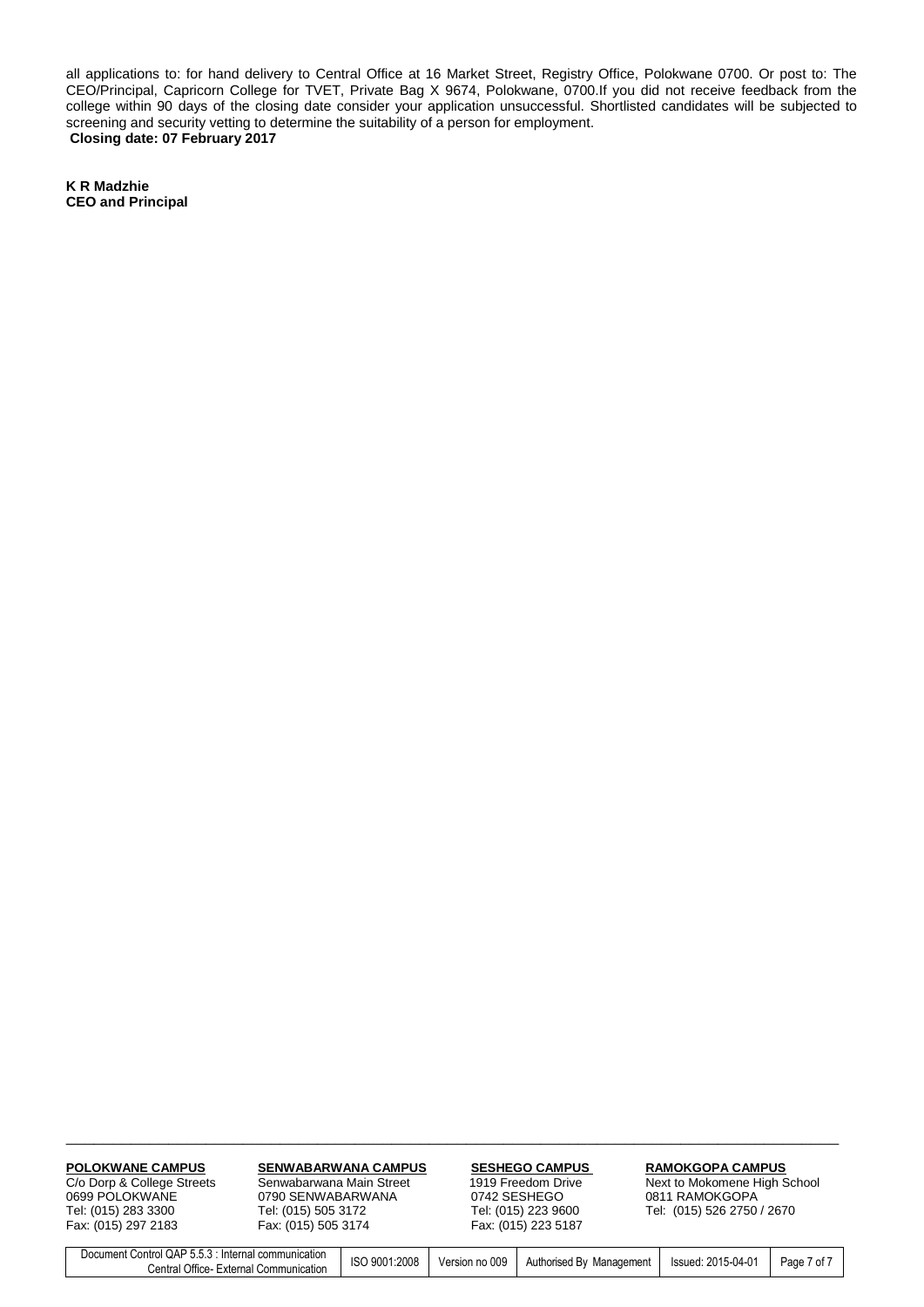all applications to: for hand delivery to Central Office at 16 Market Street, Registry Office, Polokwane 0700. Or post to: The CEO/Principal, Capricorn College for TVET, Private Bag X 9674, Polokwane, 0700.If you did not receive feedback from the college within 90 days of the closing date consider your application unsuccessful. Shortlisted candidates will be subjected to screening and security vetting to determine the suitability of a person for employment.

**Closing date: 07 February 2017**

**K R Madzhie**
**CEO and Principal**